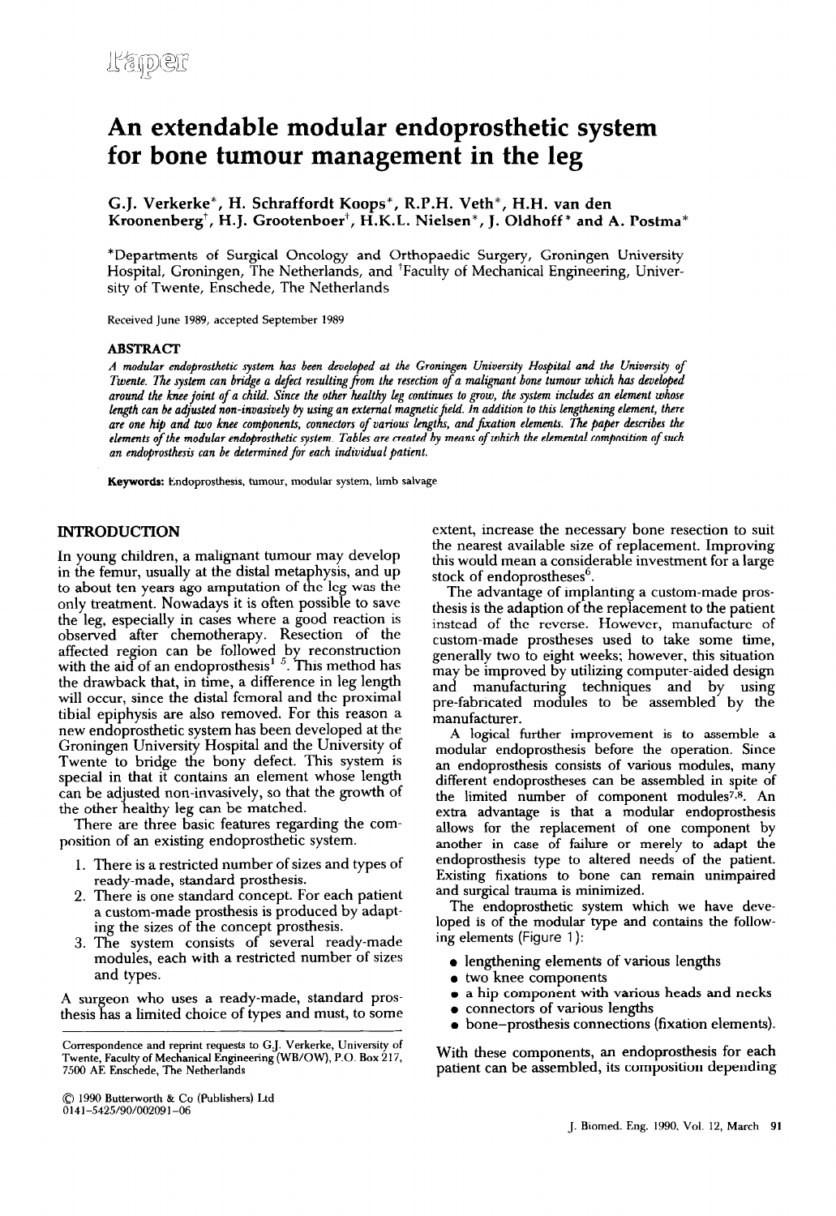Paper

# An extendable modular endoprosthetic system for bone tumour management in the leg

G.J. Verkerke*, H. Schraffordt Koops*, R.P.H. Veth*, H.H. van den Kroonenberg†, H.J. Grootenboer†, H.K.L. Nielsen*, J. Oldhoff* and A. Postma*

*Departments of Surgical Oncology and Orthopaedic Surgery, Groningen University Hospital, Groningen, The Netherlands, and †Faculty of Mechanical Engineering, University of Twente, Enschede, The Netherlands

Received June 1989, accepted September 1989

## ABSTRACT

*A modular endoprosthetic system has been developed at the Groningen University Hospital and the University of Twente. The system can bridge a defect resulting from the resection of a malignant bone tumour which has developed around the knee joint of a child. Since the other healthy leg continues to grow, the system includes an element whose length can be adjusted non-invasively by using an external magnetic field. In addition to this lengthening element, there are one hip and two knee components, connectors of various lengths, and fixation elements. The paper describes the elements of the modular endoprosthetic system. Tables are created by means of which the elemental composition of such an endoprosthesis can be determined for each individual patient.*

**Keywords:** Endoprosthesis, tumour, modular system, limb salvage

## INTRODUCTION

In young children, a malignant tumour may develop in the femur, usually at the distal metaphysis, and up to about ten years ago amputation of the leg was the only treatment. Nowadays it is often possible to save the leg, especially in cases where a good reaction is observed after chemotherapy. Resection of the affected region can be followed by reconstruction with the aid of an endoprosthesis[1-5]. This method has the drawback that, in time, a difference in leg length will occur, since the distal femoral and the proximal tibial epiphysis are also removed. For this reason a new endoprosthetic system has been developed at the Groningen University Hospital and the University of Twente to bridge the bony defect. This system is special in that it contains an element whose length can be adjusted non-invasively, so that the growth of the other healthy leg can be matched.

There are three basic features regarding the composition of an existing endoprosthetic system.

1. There is a restricted number of sizes and types of ready-made, standard prosthesis.
2. There is one standard concept. For each patient a custom-made prosthesis is produced by adapting the sizes of the concept prosthesis.
3. The system consists of several ready-made modules, each with a restricted number of sizes and types.

A surgeon who uses a ready-made, standard prosthesis has a limited choice of types and must, to some extent, increase the necessary bone resection to suit the nearest available size of replacement. Improving this would mean a considerable investment for a large stock of endoprostheses[6].

The advantage of implanting a custom-made prosthesis is the adaption of the replacement to the patient instead of the reverse. However, manufacture of custom-made prostheses used to take some time, generally two to eight weeks; however, this situation may be improved by utilizing computer-aided design and manufacturing techniques and by using pre-fabricated modules to be assembled by the manufacturer.

A logical further improvement is to assemble a modular endoprosthesis before the operation. Since an endoprosthesis consists of various modules, many different endoprostheses can be assembled in spite of the limited number of component modules[7,8]. An extra advantage is that a modular endoprosthesis allows for the replacement of one component by another in case of failure or merely to adapt the endoprosthesis type to altered needs of the patient. Existing fixations to bone can remain unimpaired and surgical trauma is minimized.

The endoprosthetic system which we have developed is of the modular type and contains the following elements (Figure 1):

- lengthening elements of various lengths
- two knee components
- a hip component with various heads and necks
- connectors of various lengths
- bone–prosthesis connections (fixation elements).

With these components, an endoprosthesis for each patient can be assembled, its composition depending

Correspondence and reprint requests to G.J. Verkerke, University of Twente, Faculty of Mechanical Engineering (WB/OW), P.O. Box 217, 7500 AE Enschede, The Netherlands

© 1990 Butterworth & Co (Publishers) Ltd
0141-5425/90/002091-06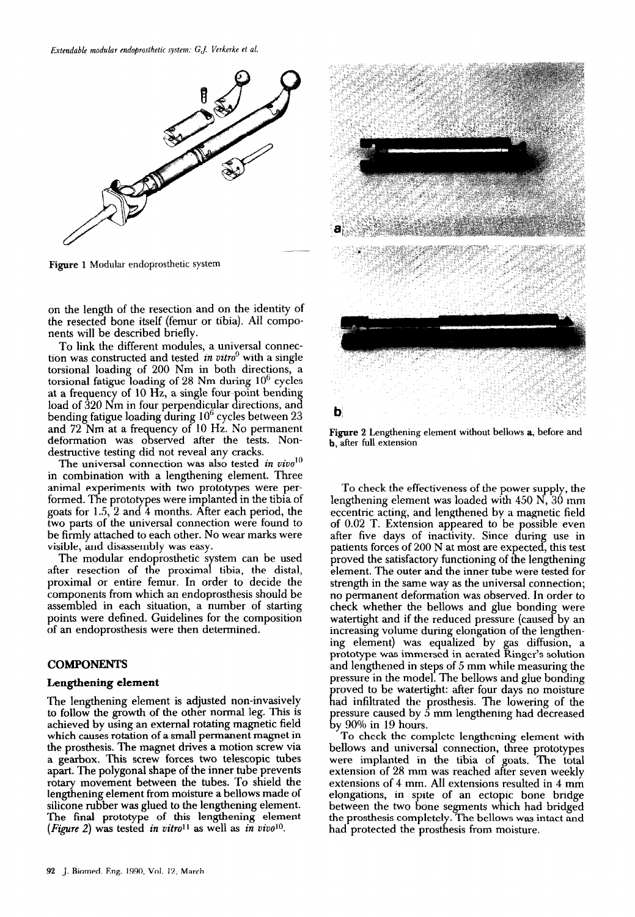Figure 1 Modular endoprosthetic system

on the length of the resection and on the identity of the resected bone itself (femur or tibia). All components will be described briefly.

To link the different modules, a universal connection was constructed and tested *in vitro*[9] with a single torsional loading of 200 Nm in both directions, a torsional fatigue loading of 28 Nm during $10^6$ cycles at a frequency of 10 Hz, a single four-point bending load of 320 Nm in four perpendicular directions, and bending fatigue loading during $10^6$ cycles between 23 and 72 Nm at a frequency of 10 Hz. No permanent deformation was observed after the tests. Nondestructive testing did not reveal any cracks.

The universal connection was also tested *in vivo*[10] in combination with a lengthening element. Three animal experiments with two prototypes were performed. The prototypes were implanted in the tibia of goats for 1.5, 2 and 4 months. After each period, the two parts of the universal connection were found to be firmly attached to each other. No wear marks were visible, and disassembly was easy.

The modular endoprosthetic system can be used after resection of the proximal tibia, the distal, proximal or entire femur. In order to decide the components from which an endoprosthesis should be assembled in each situation, a number of starting points were defined. Guidelines for the composition of an endoprosthesis were then determined.

## COMPONENTS

### Lengthening element

The lengthening element is adjusted non-invasively to follow the growth of the other normal leg. This is achieved by using an external rotating magnetic field which causes rotation of a small permanent magnet in the prosthesis. The magnet drives a motion screw via a gearbox. This screw forces two telescopic tubes apart. The polygonal shape of the inner tube prevents rotary movement between the tubes. To shield the lengthening element from moisture a bellows made of silicone rubber was glued to the lengthening element. The final prototype of this lengthening element (*Figure 2*) was tested *in vitro*[11] as well as *in vivo*[10].

Figure 2 Lengthening element without bellows **a**, before and **b**, after full extension

To check the effectiveness of the power supply, the lengthening element was loaded with 450 N, 30 mm eccentric acting, and lengthened by a magnetic field of 0.02 T. Extension appeared to be possible even after five days of inactivity. Since during use in patients forces of 200 N at most are expected, this test proved the satisfactory functioning of the lengthening element. The outer and the inner tube were tested for strength in the same way as the universal connection; no permanent deformation was observed. In order to check whether the bellows and glue bonding were watertight and if the reduced pressure (caused by an increasing volume during elongation of the lengthening element) was equalized by gas diffusion, a prototype was immersed in aerated Ringer's solution and lengthened in steps of 5 mm while measuring the pressure in the model. The bellows and glue bonding proved to be watertight: after four days no moisture had infiltrated the prosthesis. The lowering of the pressure caused by 5 mm lengthening had decreased by 90% in 19 hours.

To check the complete lengthening element with bellows and universal connection, three prototypes were implanted in the tibia of goats. The total extension of 28 mm was reached after seven weekly extensions of 4 mm. All extensions resulted in 4 mm elongations, in spite of an ectopic bone bridge between the two bone segments which had bridged the prosthesis completely. The bellows was intact and had protected the prosthesis from moisture.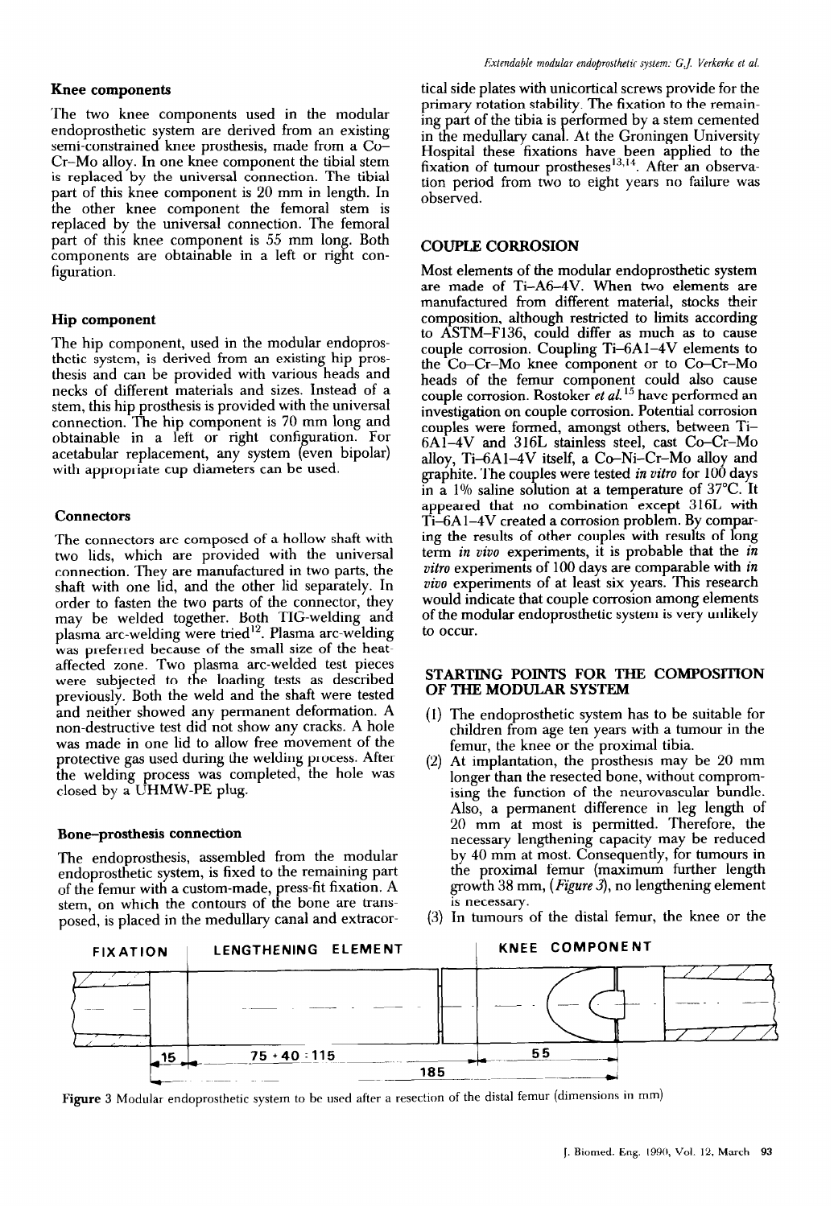### Knee components

The two knee components used in the modular endoprosthetic system are derived from an existing semi-constrained knee prosthesis, made from a Co–Cr–Mo alloy. In one knee component the tibial stem is replaced by the universal connection. The tibial part of this knee component is 20 mm in length. In the other knee component the femoral stem is replaced by the universal connection. The femoral part of this knee component is 55 mm long. Both components are obtainable in a left or right configuration.

### Hip component

The hip component, used in the modular endoprosthetic system, is derived from an existing hip prosthesis and can be provided with various heads and necks of different materials and sizes. Instead of a stem, this hip prosthesis is provided with the universal connection. The hip component is 70 mm long and obtainable in a left or right configuration. For acetabular replacement, any system (even bipolar) with appropriate cup diameters can be used.

### Connectors

The connectors are composed of a hollow shaft with two lids, which are provided with the universal connection. They are manufactured in two parts, the shaft with one lid, and the other lid separately. In order to fasten the two parts of the connector, they may be welded together. Both TIG-welding and plasma arc-welding were tried[12]. Plasma arc-welding was preferred because of the small size of the heat-affected zone. Two plasma arc-welded test pieces were subjected to the loading tests as described previously. Both the weld and the shaft were tested and neither showed any permanent deformation. A non-destructive test did not show any cracks. A hole was made in one lid to allow free movement of the protective gas used during the welding process. After the welding process was completed, the hole was closed by a UHMW-PE plug.

### Bone–prosthesis connection

The endoprosthesis, assembled from the modular endoprosthetic system, is fixed to the remaining part of the femur with a custom-made, press-fit fixation. A stem, on which the contours of the bone are transposed, is placed in the medullary canal and extracortical side plates with unicortical screws provide for the primary rotation stability. The fixation to the remaining part of the tibia is performed by a stem cemented in the medullary canal. At the Groningen University Hospital these fixations have been applied to the fixation of tumour prostheses[13,14]. After an observation period from two to eight years no failure was observed.

## COUPLE CORROSION

Most elements of the modular endoprosthetic system are made of Ti–A6–4V. When two elements are manufactured from different material, stocks their composition, although restricted to limits according to ASTM–F136, could differ as much as to cause couple corrosion. Coupling Ti–6Al–4V elements to the Co–Cr–Mo knee component or to Co–Cr–Mo heads of the femur component could also cause couple corrosion. Rostoker *et al.*[15] have performed an investigation on couple corrosion. Potential corrosion couples were formed, amongst others, between Ti–6Al–4V and 316L stainless steel, cast Co–Cr–Mo alloy, Ti–6Al–4V itself, a Co–Ni–Cr–Mo alloy and graphite. The couples were tested *in vitro* for 100 days in a 1% saline solution at a temperature of 37°C. It appeared that no combination except 316L with Ti–6Al–4V created a corrosion problem. By comparing the results of other couples with results of long term *in vivo* experiments, it is probable that the *in vitro* experiments of 100 days are comparable with *in vivo* experiments of at least six years. This research would indicate that couple corrosion among elements of the modular endoprosthetic system is very unlikely to occur.

## STARTING POINTS FOR THE COMPOSITION OF THE MODULAR SYSTEM

(1) The endoprosthetic system has to be suitable for children from age ten years with a tumour in the femur, the knee or the proximal tibia.

(2) At implantation, the prosthesis may be 20 mm longer than the resected bone, without compromising the function of the neurovascular bundle. Also, a permanent difference in leg length of 20 mm at most is permitted. Therefore, the necessary lengthening capacity may be reduced by 40 mm at most. Consequently, for tumours in the proximal femur (maximum further length growth 38 mm, (*Figure 3*), no lengthening element is necessary.

(3) In tumours of the distal femur, the knee or the

FIXATION | LENGTHENING ELEMENT | KNEE COMPONENT

15 | 75 + 40 = 115 | 55 | 185

**Figure 3** Modular endoprosthetic system to be used after a resection of the distal femur (dimensions in mm)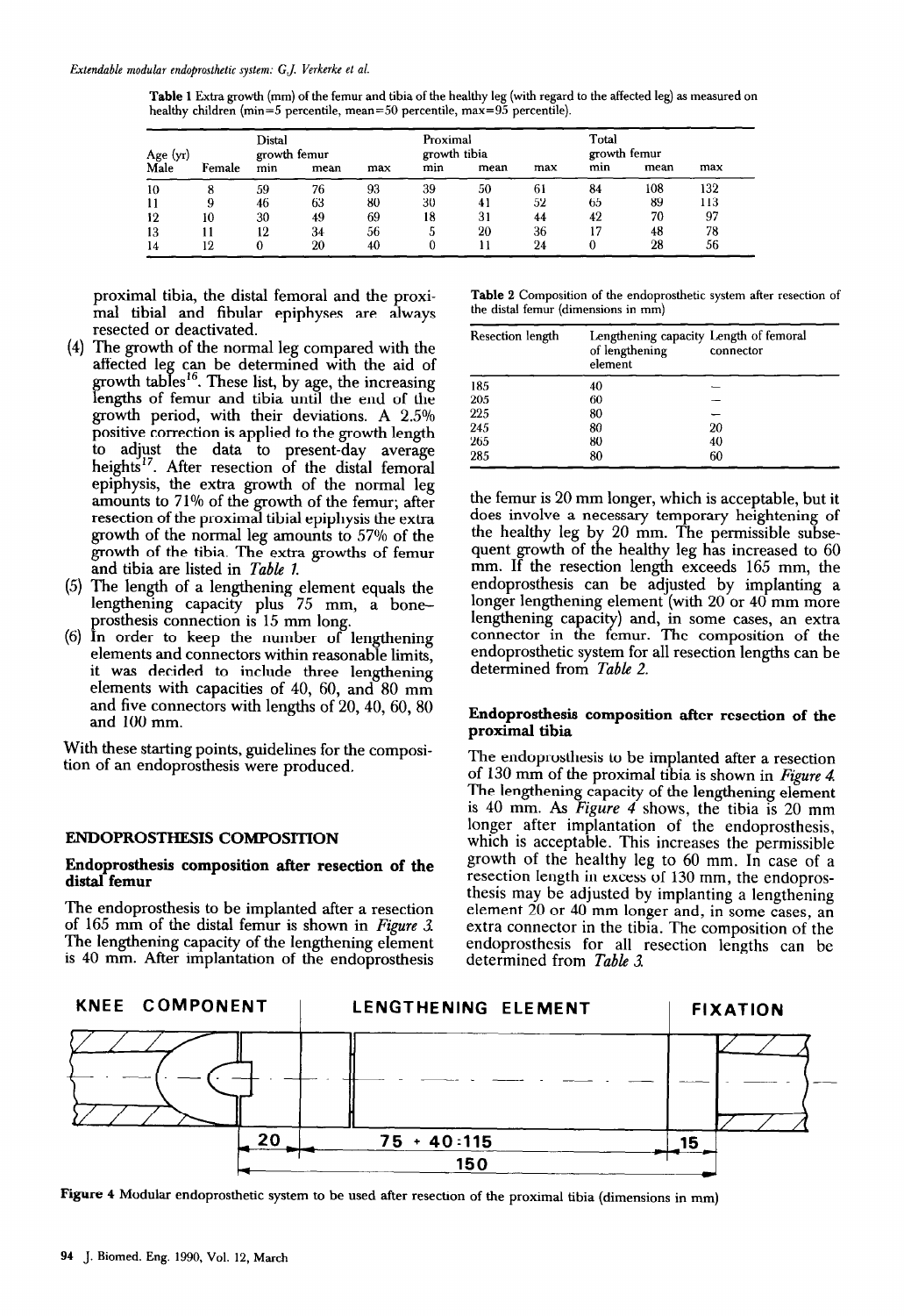**Table 1** Extra growth (mm) of the femur and tibia of the healthy leg (with regard to the affected leg) as measured on healthy children (min=5 percentile, mean=50 percentile, max=95 percentile).

| Age (yr) | | Distal growth femur | | | Proximal growth tibia | | | Total growth femur | | |
|---|---|---|---|---|---|---|---|---|---|---|
| Male | Female | min | mean | max | min | mean | max | min | mean | max |
| 10 | 8 | 59 | 76 | 93 | 39 | 50 | 61 | 84 | 108 | 132 |
| 11 | 9 | 46 | 63 | 80 | 30 | 41 | 52 | 65 | 89 | 113 |
| 12 | 10 | 30 | 49 | 69 | 18 | 31 | 44 | 42 | 70 | 97 |
| 13 | 11 | 12 | 34 | 56 | 5 | 20 | 36 | 17 | 48 | 78 |
| 14 | 12 | 0 | 20 | 40 | 0 | 11 | 24 | 0 | 28 | 56 |

proximal tibia, the distal femoral and the proximal tibial and fibular epiphyses are always resected or deactivated.

(4) The growth of the normal leg compared with the affected leg can be determined with the aid of growth tables[16]. These list, by age, the increasing lengths of femur and tibia until the end of the growth period, with their deviations. A 2.5% positive correction is applied to the growth length to adjust the data to present-day average heights[17]. After resection of the distal femoral epiphysis, the extra growth of the normal leg amounts to 71% of the growth of the femur; after resection of the proximal tibial epiphysis the extra growth of the normal leg amounts to 57% of the growth of the tibia. The extra growths of femur and tibia are listed in *Table 1*.

(5) The length of a lengthening element equals the lengthening capacity plus 75 mm, a bone–prosthesis connection is 15 mm long.

(6) In order to keep the number of lengthening elements and connectors within reasonable limits, it was decided to include three lengthening elements with capacities of 40, 60, and 80 mm and five connectors with lengths of 20, 40, 60, 80 and 100 mm.

With these starting points, guidelines for the composition of an endoprosthesis were produced.

## ENDOPROSTHESIS COMPOSITION

### Endoprosthesis composition after resection of the distal femur

The endoprosthesis to be implanted after a resection of 165 mm of the distal femur is shown in *Figure 3*. The lengthening capacity of the lengthening element is 40 mm. After implantation of the endoprosthesis the femur is 20 mm longer, which is acceptable, but it does involve a necessary temporary heightening of the healthy leg by 20 mm. The permissible subsequent growth of the healthy leg has increased to 60 mm. If the resection length exceeds 165 mm, the endoprosthesis can be adjusted by implanting a longer lengthening element (with 20 or 40 mm more lengthening capacity) and, in some cases, an extra connector in the femur. The composition of the endoprosthetic system for all resection lengths can be determined from *Table 2*.

**Table 2** Composition of the endoprosthetic system after resection of the distal femur (dimensions in mm)

| Resection length | Lengthening capacity of lengthening element | Length of femoral connector |
|---|---|---|
| 185 | 40 | – |
| 205 | 60 | – |
| 225 | 80 | – |
| 245 | 80 | 20 |
| 265 | 80 | 40 |
| 285 | 80 | 60 |

### Endoprosthesis composition after resection of the proximal tibia

The endoprosthesis to be implanted after a resection of 130 mm of the proximal tibia is shown in *Figure 4*. The lengthening capacity of the lengthening element is 40 mm. As *Figure 4* shows, the tibia is 20 mm longer after implantation of the endoprosthesis, which is acceptable. This increases the permissible growth of the healthy leg to 60 mm. In case of a resection length in excess of 130 mm, the endoprosthesis may be adjusted by implanting a lengthening element 20 or 40 mm longer and, in some cases, an extra connector in the tibia. The composition of the endoprosthesis for all resection lengths can be determined from *Table 3*.

KNEE COMPONENT | LENGTHENING ELEMENT | FIXATION

20 | 75 + 40:115 | 15

150

**Figure 4** Modular endoprosthetic system to be used after resection of the proximal tibia (dimensions in mm)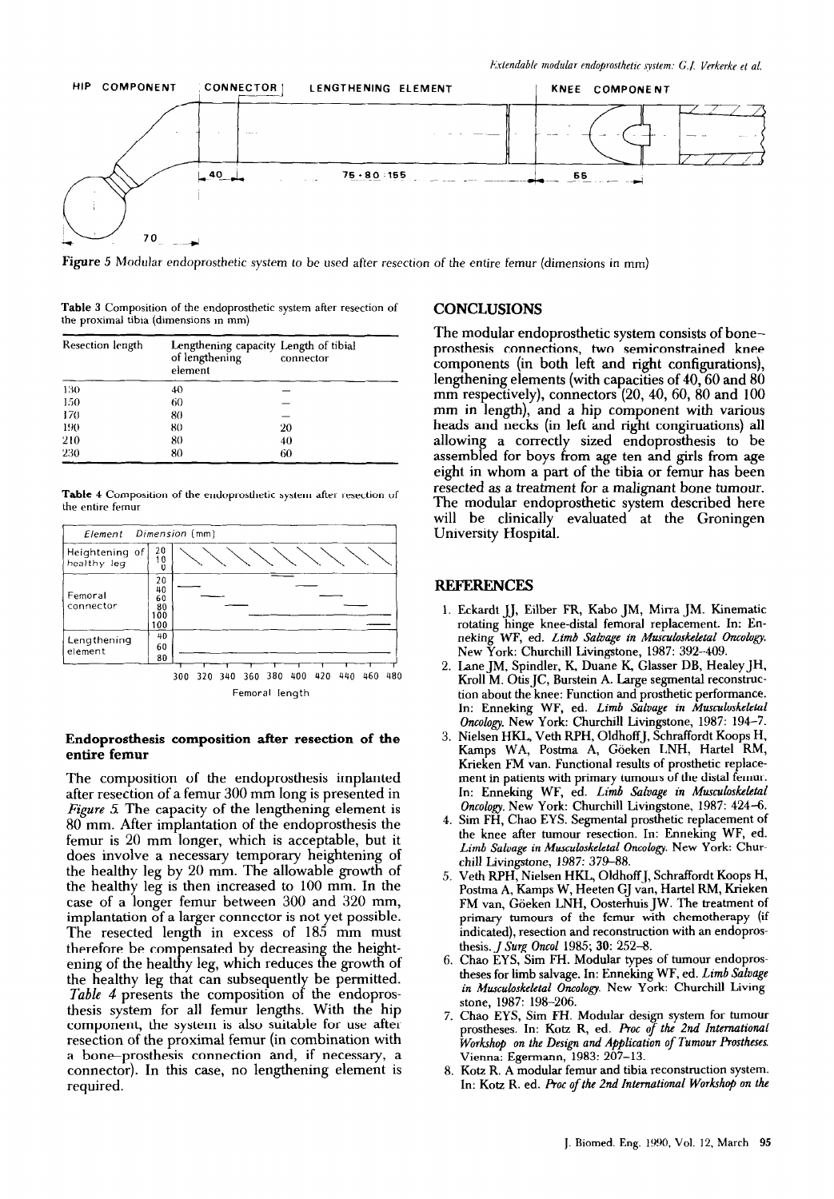Figure 5 Modular endoprosthetic system to be used after resection of the entire femur (dimensions in mm)

Table 3 Composition of the endoprosthetic system after resection of the proximal tibia (dimensions in mm)

| Resection length | Lengthening capacity of lengthening element | Length of tibial connector |
|---|---|---|
| 130 | 40 | — |
| 150 | 60 | — |
| 170 | 80 | — |
| 190 | 80 | 20 |
| 210 | 80 | 40 |
| 230 | 80 | 60 |

Table 4 Composition of the endoprosthetic system after resection of the entire femur

### Endoprosthesis composition after resection of the entire femur

The composition of the endoprosthesis implanted after resection of a femur 300 mm long is presented in *Figure 5*. The capacity of the lengthening element is 80 mm. After implantation of the endoprosthesis the femur is 20 mm longer, which is acceptable, but it does involve a necessary temporary heightening of the healthy leg by 20 mm. The allowable growth of the healthy leg is then increased to 100 mm. In the case of a longer femur between 300 and 320 mm, implantation of a larger connector is not yet possible. The resected length in excess of 185 mm must therefore be compensated by decreasing the heightening of the healthy leg, which reduces the growth of the healthy leg that can subsequently be permitted. *Table 4* presents the composition of the endoprosthesis system for all femur lengths. With the hip component, the system is also suitable for use after resection of the proximal femur (in combination with a bone–prosthesis connection and, if necessary, a connector). In this case, no lengthening element is required.

## CONCLUSIONS

The modular endoprosthetic system consists of bone–prosthesis connections, two semiconstrained knee components (in both left and right configurations), lengthening elements (with capacities of 40, 60 and 80 mm respectively), connectors (20, 40, 60, 80 and 100 mm in length), and a hip component with various heads and necks (in left and right congiruations) all allowing a correctly sized endoprosthesis to be assembled for boys from age ten and girls from age eight in whom a part of the tibia or femur has been resected as a treatment for a malignant bone tumour. The modular endoprosthetic system described here will be clinically evaluated at the Groningen University Hospital.

## REFERENCES

1. Eckardt JJ, Eilber FR, Kabo JM, Mirra JM. Kinematic rotating hinge knee-distal femoral replacement. In: Enneking WF, ed. *Limb Salvage in Musculoskeletal Oncology*. New York: Churchill Livingstone, 1987: 392–409.
2. Lane JM, Spindler, K, Duane K, Glasser DB, Healey JH, Kroll M. Otis JC, Burstein A. Large segmental reconstruction about the knee: Function and prosthetic performance. In: Enneking WF, ed. *Limb Salvage in Musculoskeletal Oncology*. New York: Churchill Livingstone, 1987: 194–7.
3. Nielsen HKL, Veth RPH, Oldhoff J, Schraffordt Koops H, Kamps WA, Postma A, Göeken LNH, Hartel RM, Krieken FM van. Functional results of prosthetic replacement in patients with primary tumours of the distal femur. In: Enneking WF, ed. *Limb Salvage in Musculoskeletal Oncology*. New York: Churchill Livingstone, 1987: 424–6.
4. Sim FH, Chao EYS. Segmental prosthetic replacement of the knee after tumour resection. In: Enneking WF, ed. *Limb Salvage in Musculoskeletal Oncology*. New York: Churchill Livingstone, 1987: 379–88.
5. Veth RPH, Nielsen HKL, Oldhoff J, Schraffordt Koops H, Postma A, Kamps W, Heeten GJ van, Hartel RM, Krieken FM van, Göeken LNH, Oosterhuis JW. The treatment of primary tumours of the femur with chemotherapy (if indicated), resection and reconstruction with an endoprosthesis. *J Surg Oncol* 1985; 30: 252–8.
6. Chao EYS, Sim FH. Modular types of tumour endoprostheses for limb salvage. In: Enneking WF, ed. *Limb Salvage in Musculoskeletal Oncology*. New York: Churchill Livingstone, 1987: 198–206.
7. Chao EYS, Sim FH. Modular design system for tumour prostheses. In: Kotz R, ed. *Proc of the 2nd International Workshop on the Design and Application of Tumour Prostheses*. Vienna: Egermann, 1983: 207–13.
8. Kotz R. A modular femur and tibia reconstruction system. In: Kotz R. ed. *Proc of the 2nd International Workshop on the*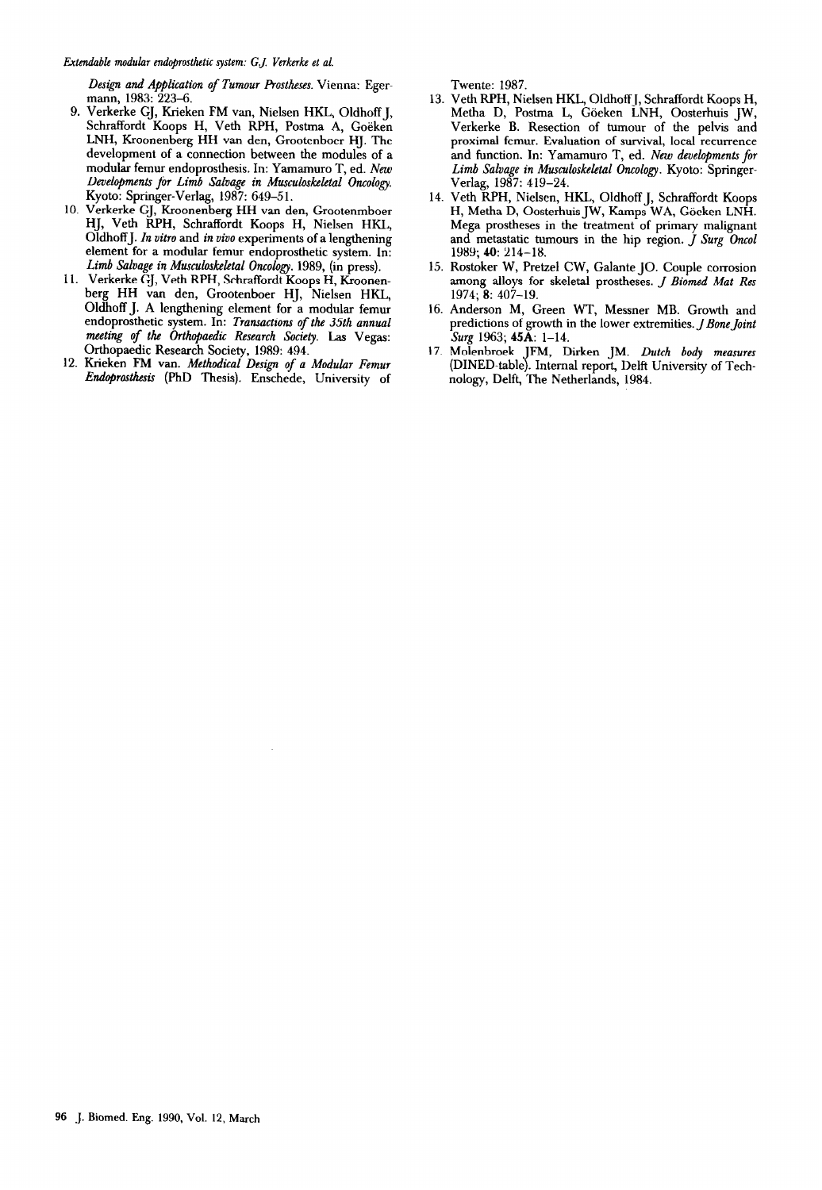*Design and Application of Tumour Prostheses.* Vienna: Egermann, 1983: 223–6.

9. Verkerke GJ, Krieken FM van, Nielsen HKL, Oldhoff J, Schraffordt Koops H, Veth RPH, Postma A, Goëken LNH, Kroonenberg HH van den, Grootenboer HJ. The development of a connection between the modules of a modular femur endoprosthesis. In: Yamamuro T, ed. *New Developments for Limb Salvage in Musculoskeletal Oncology.* Kyoto: Springer-Verlag, 1987: 649–51.
10. Verkerke GJ, Kroonenberg HH van den, Grootenmboer HJ, Veth RPH, Schraffordt Koops H, Nielsen HKL, Oldhoff J. *In vitro* and *in vivo* experiments of a lengthening element for a modular femur endoprosthetic system. In: *Limb Salvage in Musculoskeletal Oncology.* 1989, (in press).
11. Verkerke GJ, Veth RPH, Schraffordt Koops H, Kroonenberg HH van den, Grootenboer HJ, Nielsen HKL, Oldhoff J. A lengthening element for a modular femur endoprosthetic system. In: *Transactions of the 35th annual meeting of the Orthopaedic Research Society.* Las Vegas: Orthopaedic Research Society, 1989: 494.
12. Krieken FM van. *Methodical Design of a Modular Femur Endoprosthesis* (PhD Thesis). Enschede, University of Twente: 1987.
13. Veth RPH, Nielsen HKL, Oldhoff J, Schraffordt Koops H, Metha D, Postma L, Göeken LNH, Oosterhuis JW, Verkerke B. Resection of tumour of the pelvis and proximal femur. Evaluation of survival, local recurrence and function. In: Yamamuro T, ed. *New developments for Limb Salvage in Musculoskeletal Oncology.* Kyoto: Springer-Verlag, 1987: 419–24.
14. Veth RPH, Nielsen, HKL, Oldhoff J, Schraffordt Koops H, Metha D, Oosterhuis JW, Kamps WA, Göeken LNH. Mega prostheses in the treatment of primary malignant and metastatic tumours in the hip region. *J Surg Oncol* 1989; **40**: 214–18.
15. Rostoker W, Pretzel CW, Galante JO. Couple corrosion among alloys for skeletal prostheses. *J Biomed Mat Res* 1974; **8**: 407–19.
16. Anderson M, Green WT, Messner MB. Growth and predictions of growth in the lower extremities. *J Bone Joint Surg* 1963; **45A**: 1–14.
17. Molenbroek JFM, Dirken JM. *Dutch body measures* (DINED-table). Internal report, Delft University of Technology, Delft, The Netherlands, 1984.